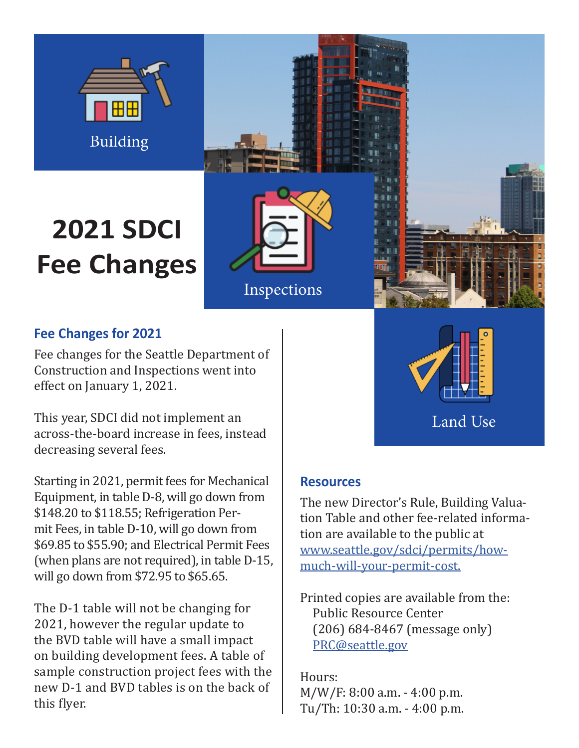Building

# 2021 SDCI Fee Changes

Inspections

Land Use

## Fee Changes for 2021

Fee changes for the Seattle Department of Construction and Inspections went into effect on January 1, 2021.

This year, SDCI did not implement an across-the-board increase in fees, instead decreasing several fees.

Starting in 2021, permit fees for Mechanical Equipment, in table D-8, will go down from $148.20 to $118.55; Refrigeration Permit Fees, in table D-10, will go down from $69.85 to $55.90; and Electrical Permit Fees (when plans are not required), in table D-15, will go down from $72.95 to $65.65.

The D-1 table will not be changing for 2021, however the regular update to the BVD table will have a small impact on building development fees. A table of sample construction project fees with the new D-1 and BVD tables is on the back of this flyer.

## Resources

The new Director's Rule, Building Valuation Table and other fee-related information are available to the public at [www.seattle.gov/sdci/permits/how-much-will-your-permit-cost.](www.seattle.gov/sdci/permits/how-much-will-your-permit-cost)

Printed copies are available from the:
Public Resource Center
(206) 684-8467 (message only)
[PRC@seattle.gov](mailto:PRC@seattle.gov)

Hours:
M/W/F: 8:00 a.m. - 4:00 p.m.
Tu/Th: 10:30 a.m. - 4:00 p.m.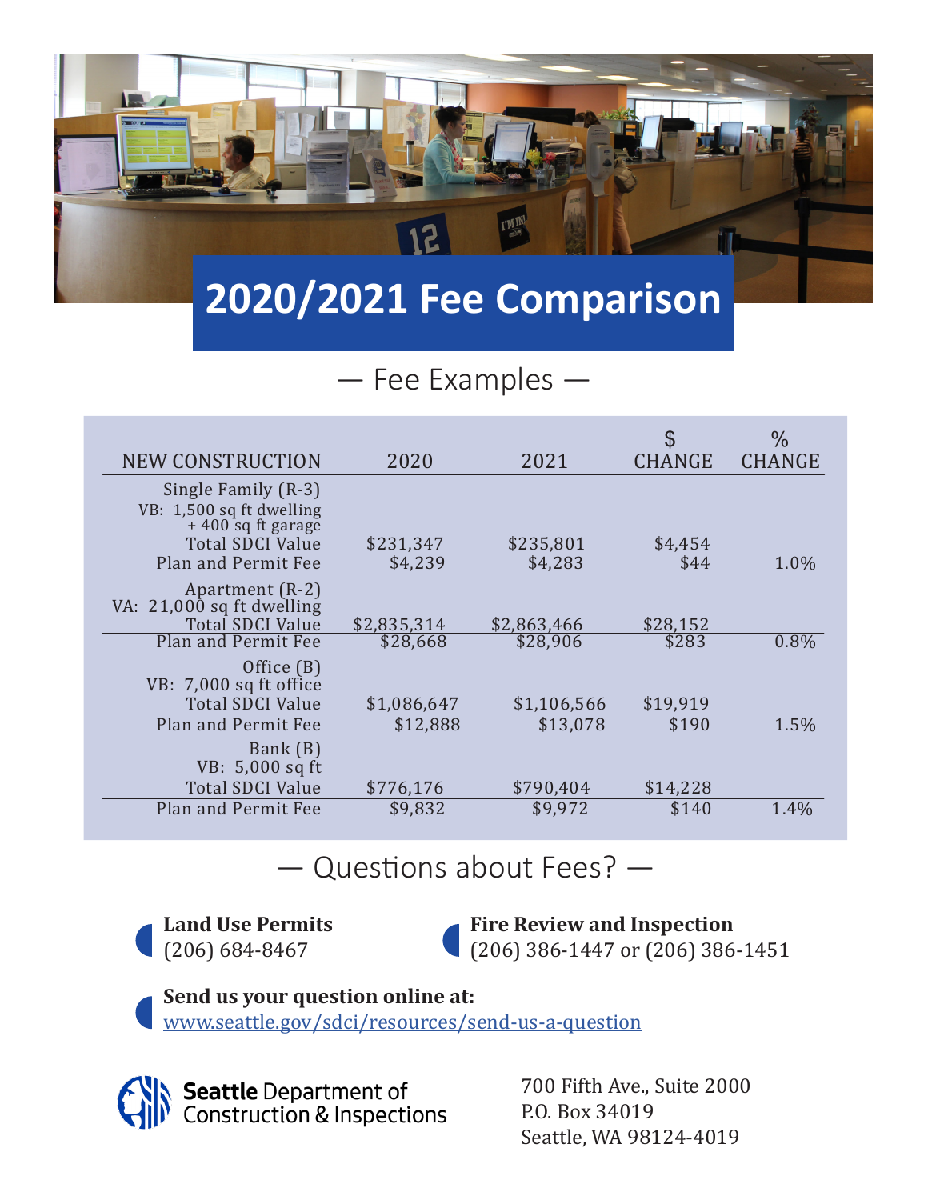# 2020/2021 Fee Comparison

## — Fee Examples —

| NEW CONSTRUCTION | 2020 | 2021 | $ CHANGE | % CHANGE |
|---|---|---|---|---|
| Single Family (R-3)<br>VB: 1,500 sq ft dwelling<br>+ 400 sq ft garage<br>Total SDCI Value | $231,347 | $235,801 | $4,454 | |
| Plan and Permit Fee | $4,239 | $4,283 | $44 | 1.0% |
| Apartment (R-2)<br>VA: 21,000 sq ft dwelling<br>Total SDCI Value | $2,835,314 | $2,863,466 | $28,152 | |
| Plan and Permit Fee | $28,668 | $28,906 | $283 | 0.8% |
| Office (B)<br>VB: 7,000 sq ft office<br>Total SDCI Value | $1,086,647 | $1,106,566 | $19,919 | |
| Plan and Permit Fee | $12,888 | $13,078 | $190 | 1.5% |
| Bank (B)<br>VB: 5,000 sq ft<br>Total SDCI Value | $776,176 | $790,404 | $14,228 | |
| Plan and Permit Fee | $9,832 | $9,972 | $140 | 1.4% |

## — Questions about Fees? —

**Land Use Permits**
(206) 684-8467

**Fire Review and Inspection**
(206) 386-1447 or (206) 386-1451

**Send us your question online at:**
www.seattle.gov/sdci/resources/send-us-a-question

**Seattle** Department of Construction & Inspections

700 Fifth Ave., Suite 2000
P.O. Box 34019
Seattle, WA 98124-4019